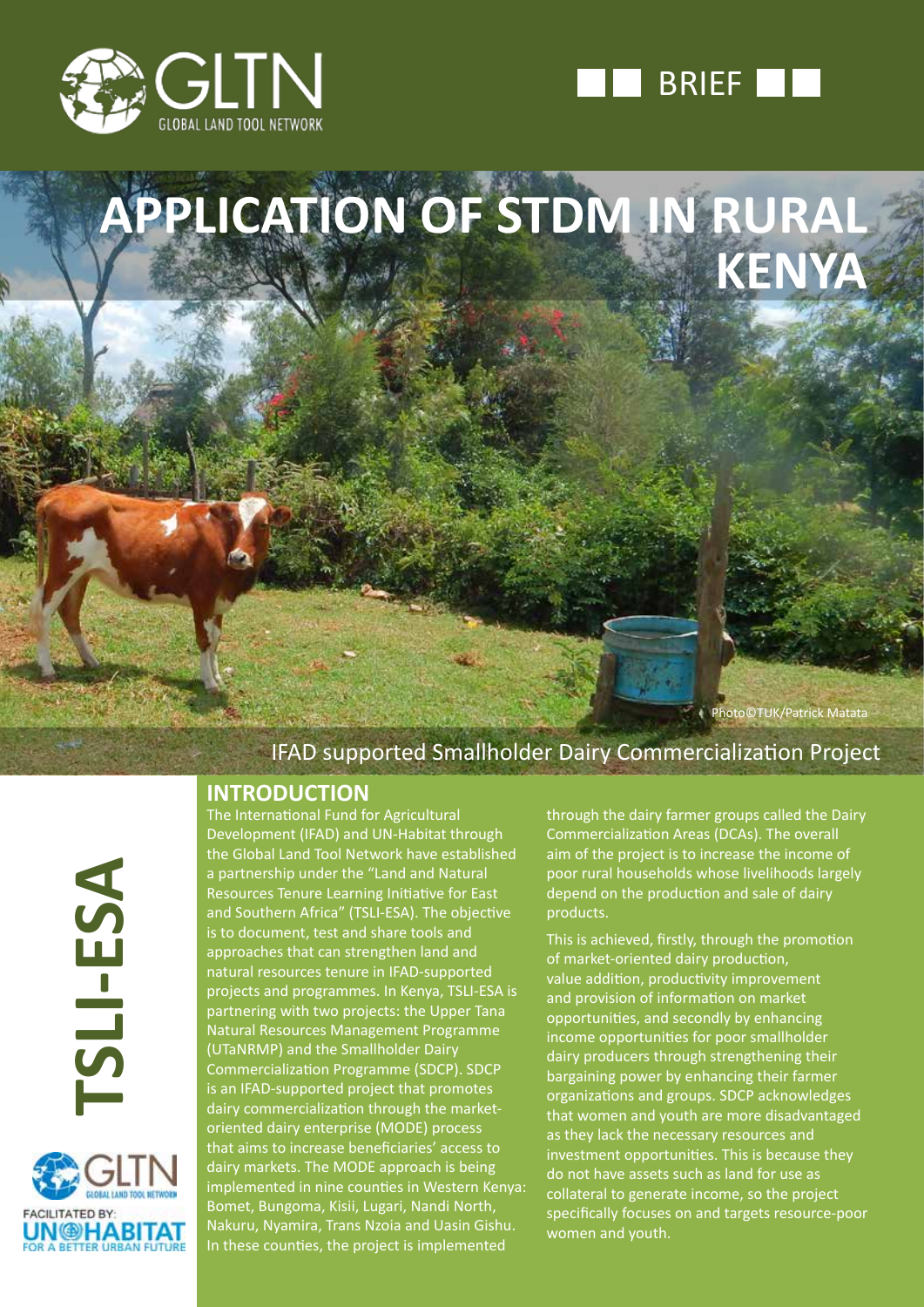BRIEF

# APPLICATION OF STDM IN RURAL KENYA

Photo©TUK/Patrick Matata

IFAD supported Smallholder Dairy Commercialization Project

TSLI-ESA

## INTRODUCTION

The International Fund for Agricultural Development (IFAD) and UN-Habitat through the Global Land Tool Network have established a partnership under the "Land and Natural Resources Tenure Learning Initiative for East and Southern Africa" (TSLI-ESA). The objective is to document, test and share tools and approaches that can strengthen land and natural resources tenure in IFAD-supported projects and programmes. In Kenya, TSLI-ESA is partnering with two projects: the Upper Tana Natural Resources Management Programme (UTaNRMP) and the Smallholder Dairy Commercialization Programme (SDCP). SDCP is an IFAD-supported project that promotes dairy commercialization through the market-oriented dairy enterprise (MODE) process that aims to increase beneficiaries' access to dairy markets. The MODE approach is being implemented in nine counties in Western Kenya: Bomet, Bungoma, Kisii, Lugari, Nandi North, Nakuru, Nyamira, Trans Nzoia and Uasin Gishu. In these counties, the project is implemented through the dairy farmer groups called the Dairy Commercialization Areas (DCAs). The overall aim of the project is to increase the income of poor rural households whose livelihoods largely depend on the production and sale of dairy products.

This is achieved, firstly, through the promotion of market-oriented dairy production, value addition, productivity improvement and provision of information on market opportunities, and secondly by enhancing income opportunities for poor smallholder dairy producers through strengthening their bargaining power by enhancing their farmer organizations and groups. SDCP acknowledges that women and youth are more disadvantaged as they lack the necessary resources and investment opportunities. This is because they do not have assets such as land for use as collateral to generate income, so the project specifically focuses on and targets resource-poor women and youth.

FACILITATED BY: UN-HABITAT FOR A BETTER URBAN FUTURE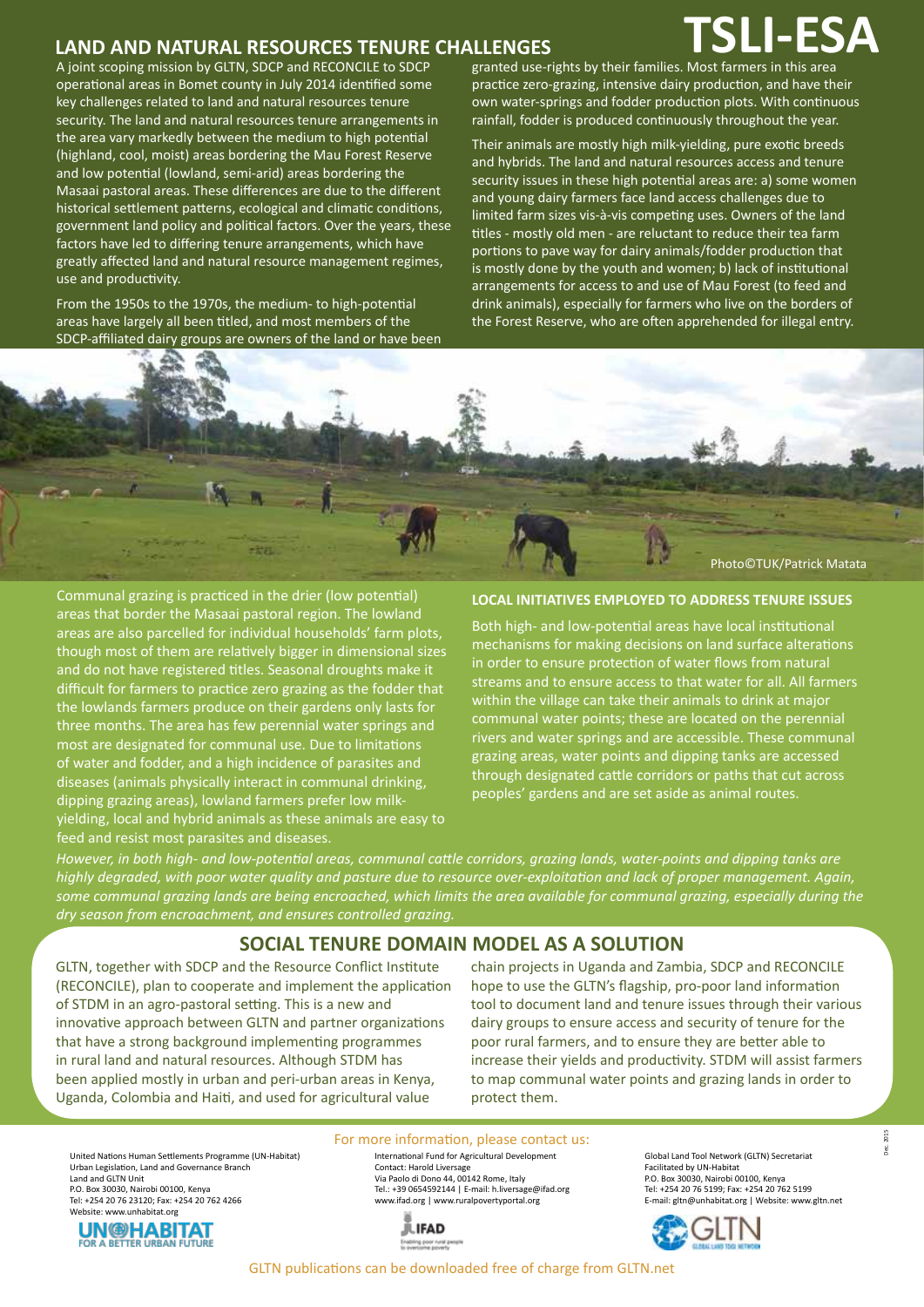# TSLI-ESA

## LAND AND NATURAL RESOURCES TENURE CHALLENGES

A joint scoping mission by GLTN, SDCP and RECONCILE to SDCP operational areas in Bomet county in July 2014 identified some key challenges related to land and natural resources tenure security. The land and natural resources tenure arrangements in the area vary markedly between the medium to high potential (highland, cool, moist) areas bordering the Mau Forest Reserve and low potential (lowland, semi-arid) areas bordering the Masaai pastoral areas. These differences are due to the different historical settlement patterns, ecological and climatic conditions, government land policy and political factors. Over the years, these factors have led to differing tenure arrangements, which have greatly affected land and natural resource management regimes, use and productivity.

From the 1950s to the 1970s, the medium- to high-potential areas have largely all been titled, and most members of the SDCP-affiliated dairy groups are owners of the land or have been granted use-rights by their families. Most farmers in this area practice zero-grazing, intensive dairy production, and have their own water-springs and fodder production plots. With continuous rainfall, fodder is produced continuously throughout the year.

Their animals are mostly high milk-yielding, pure exotic breeds and hybrids. The land and natural resources access and tenure security issues in these high potential areas are: a) some women and young dairy farmers face land access challenges due to limited farm sizes vis-à-vis competing uses. Owners of the land titles - mostly old men - are reluctant to reduce their tea farm portions to pave way for dairy animals/fodder production that is mostly done by the youth and women; b) lack of institutional arrangements for access to and use of Mau Forest (to feed and drink animals), especially for farmers who live on the borders of the Forest Reserve, who are often apprehended for illegal entry.

Photo©TUK/Patrick Matata

Communal grazing is practiced in the drier (low potential) areas that border the Masaai pastoral region. The lowland areas are also parcelled for individual households' farm plots, though most of them are relatively bigger in dimensional sizes and do not have registered titles. Seasonal droughts make it difficult for farmers to practice zero grazing as the fodder that the lowlands farmers produce on their gardens only lasts for three months. The area has few perennial water springs and most are designated for communal use. Due to limitations of water and fodder, and a high incidence of parasites and diseases (animals physically interact in communal drinking, dipping grazing areas), lowland farmers prefer low milk-yielding, local and hybrid animals as these animals are easy to feed and resist most parasites and diseases.

### LOCAL INITIATIVES EMPLOYED TO ADDRESS TENURE ISSUES

Both high- and low-potential areas have local institutional mechanisms for making decisions on land surface alterations in order to ensure protection of water flows from natural streams and to ensure access to that water for all. All farmers within the village can take their animals to drink at major communal water points; these are located on the perennial rivers and water springs and are accessible. These communal grazing areas, water points and dipping tanks are accessed through designated cattle corridors or paths that cut across peoples' gardens and are set aside as animal routes.

*However, in both high- and low-potential areas, communal cattle corridors, grazing lands, water-points and dipping tanks are highly degraded, with poor water quality and pasture due to resource over-exploitation and lack of proper management. Again, some communal grazing lands are being encroached, which limits the area available for communal grazing, especially during the dry season from encroachment, and ensures controlled grazing.*

## SOCIAL TENURE DOMAIN MODEL AS A SOLUTION

GLTN, together with SDCP and the Resource Conflict Institute (RECONCILE), plan to cooperate and implement the application of STDM in an agro-pastoral setting. This is a new and innovative approach between GLTN and partner organizations that have a strong background implementing programmes in rural land and natural resources. Although STDM has been applied mostly in urban and peri-urban areas in Kenya, Uganda, Colombia and Haiti, and used for agricultural value chain projects in Uganda and Zambia, SDCP and RECONCILE hope to use the GLTN's flagship, pro-poor land information tool to document land and tenure issues through their various dairy groups to ensure access and security of tenure for the poor rural farmers, and to ensure they are better able to increase their yields and productivity. STDM will assist farmers to map communal water points and grazing lands in order to protect them.

For more information, please contact us:

United Nations Human Settlements Programme (UN-Habitat)
Urban Legislation, Land and Governance Branch
Land and GLTN Unit
P.O. Box 30030, Nairobi 00100, Kenya
Tel: +254 20 76 23120; Fax: +254 20 762 4266
Website: www.unhabitat.org

International Fund for Agricultural Development
Contact: Harold Liversage
Via Paolo di Dono 44, 00142 Rome, Italy
Tel.: +39 0654592144 | E-mail: h.liversage@ifad.org
www.ifad.org | www.ruralpovertyportal.org

Global Land Tool Network (GLTN) Secretariat
Facilitated by UN-Habitat
P.O. Box 30030, Nairobi 00100, Kenya
Tel: +254 20 76 5199; Fax: +254 20 762 5199
E-mail: gltn@unhabitat.org | Website: www.gltn.net

GLTN publications can be downloaded free of charge from GLTN.net